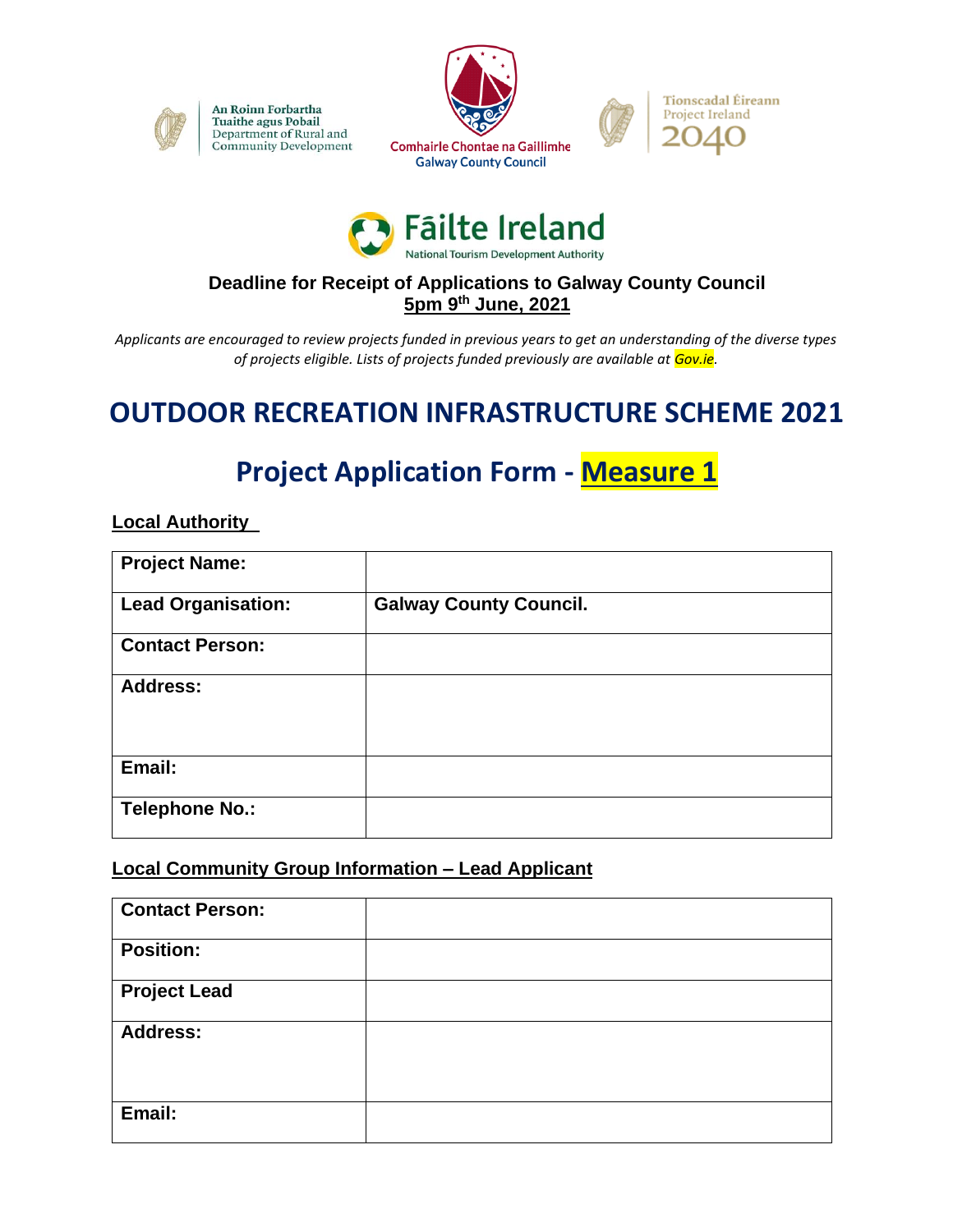An Roinn Forbartha Tuaithe agus Pobail
Department of Rural and Community Development

Comhairle Chontae na Gaillimhe
Galway County Council

Tionscadal Éireann
Project Ireland
2040

Fāilte Ireland
National Tourism Development Authority

**Deadline for Receipt of Applications to Galway County Council**
**5pm 9th June, 2021**

*Applicants are encouraged to review projects funded in previous years to get an understanding of the diverse types of projects eligible. Lists of projects funded previously are available at Gov.ie.*

# OUTDOOR RECREATION INFRASTRUCTURE SCHEME 2021

## Project Application Form - Measure 1

**Local Authority**

| | |
|---|---|
| **Project Name:** | |
| **Lead Organisation:** | **Galway County Council.** |
| **Contact Person:** | |
| **Address:** | |
| **Email:** | |
| **Telephone No.:** | |

**Local Community Group Information – Lead Applicant**

| | |
|---|---|
| **Contact Person:** | |
| **Position:** | |
| **Project Lead** | |
| **Address:** | |
| **Email:** | |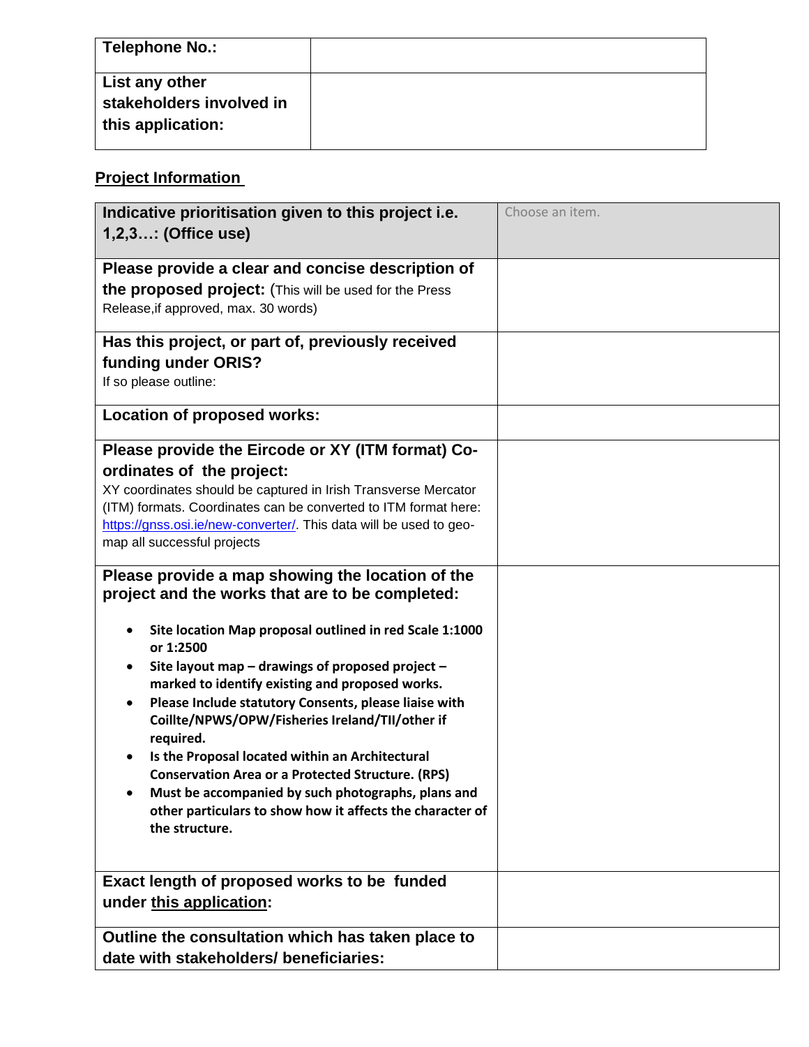| Telephone No.: | |
|---|---|
| List any other stakeholders involved in this application: | |

## Project Information

| Indicative prioritisation given to this project i.e. 1,2,3…: (Office use) | Choose an item. |
|---|---|
| **Please provide a clear and concise description of the proposed project:** (This will be used for the Press Release,if approved, max. 30 words) | |
| **Has this project, or part of, previously received funding under ORIS?** If so please outline: | |
| **Location of proposed works:** | |
| **Please provide the Eircode or XY (ITM format) Co-ordinates of the project:** XY coordinates should be captured in Irish Transverse Mercator (ITM) formats. Coordinates can be converted to ITM format here: https://gnss.osi.ie/new-converter/. This data will be used to geo-map all successful projects | |
| **Please provide a map showing the location of the project and the works that are to be completed:** <br>• **Site location Map proposal outlined in red Scale 1:1000 or 1:2500** <br>• **Site layout map – drawings of proposed project – marked to identify existing and proposed works.** <br>• **Please Include statutory Consents, please liaise with Coillte/NPWS/OPW/Fisheries Ireland/TII/other if required.** <br>• **Is the Proposal located within an Architectural Conservation Area or a Protected Structure. (RPS)** <br>• **Must be accompanied by such photographs, plans and other particulars to show how it affects the character of the structure.** | |
| **Exact length of proposed works to be funded under this application:** | |
| **Outline the consultation which has taken place to date with stakeholders/ beneficiaries:** | |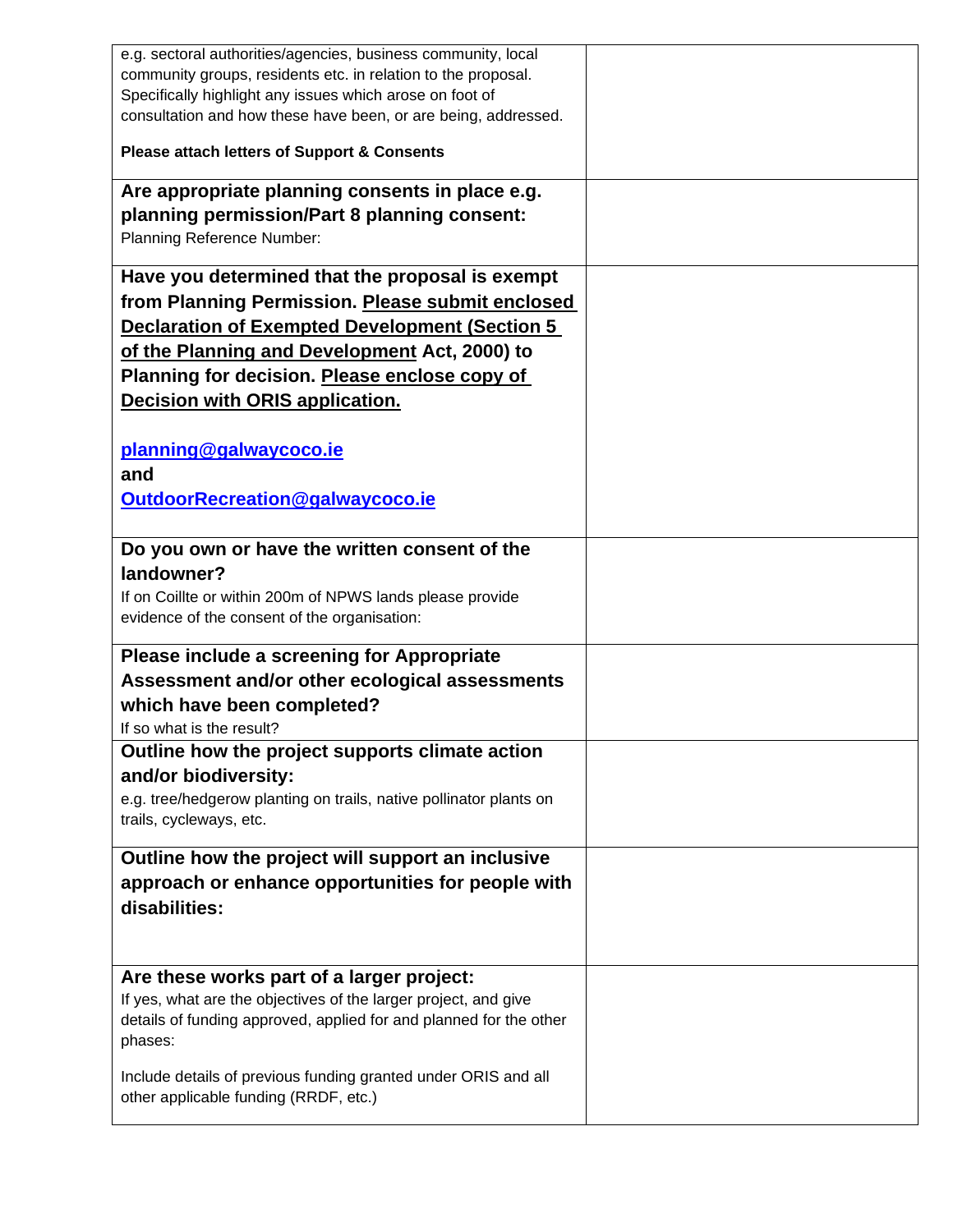| | |
|---|---|
| e.g. sectoral authorities/agencies, business community, local community groups, residents etc. in relation to the proposal. Specifically highlight any issues which arose on foot of consultation and how these have been, or are being, addressed.<br><br>**Please attach letters of Support & Consents** | |
| **Are appropriate planning consents in place e.g. planning permission/Part 8 planning consent:**<br>Planning Reference Number: | |
| **Have you determined that the proposal is exempt from Planning Permission. <u>Please submit enclosed Declaration of Exempted Development (Section 5 of the Planning and Development</u> Act, 2000) to Planning for decision. <u>Please enclose copy of Decision with ORIS application.</u>**<br><br>**[planning@galwaycoco.ie](mailto:planning@galwaycoco.ie)**<br>**and**<br>**[OutdoorRecreation@galwaycoco.ie](mailto:OutdoorRecreation@galwaycoco.ie)** | |
| **Do you own or have the written consent of the landowner?**<br>If on Coillte or within 200m of NPWS lands please provide evidence of the consent of the organisation: | |
| **Please include a screening for Appropriate Assessment and/or other ecological assessments which have been completed?**<br>If so what is the result? | |
| **Outline how the project supports climate action and/or biodiversity:**<br>e.g. tree/hedgerow planting on trails, native pollinator plants on trails, cycleways, etc. | |
| **Outline how the project will support an inclusive approach or enhance opportunities for people with disabilities:** | |
| **Are these works part of a larger project:**<br>If yes, what are the objectives of the larger project, and give details of funding approved, applied for and planned for the other phases:<br><br>Include details of previous funding granted under ORIS and all other applicable funding (RRDF, etc.) | |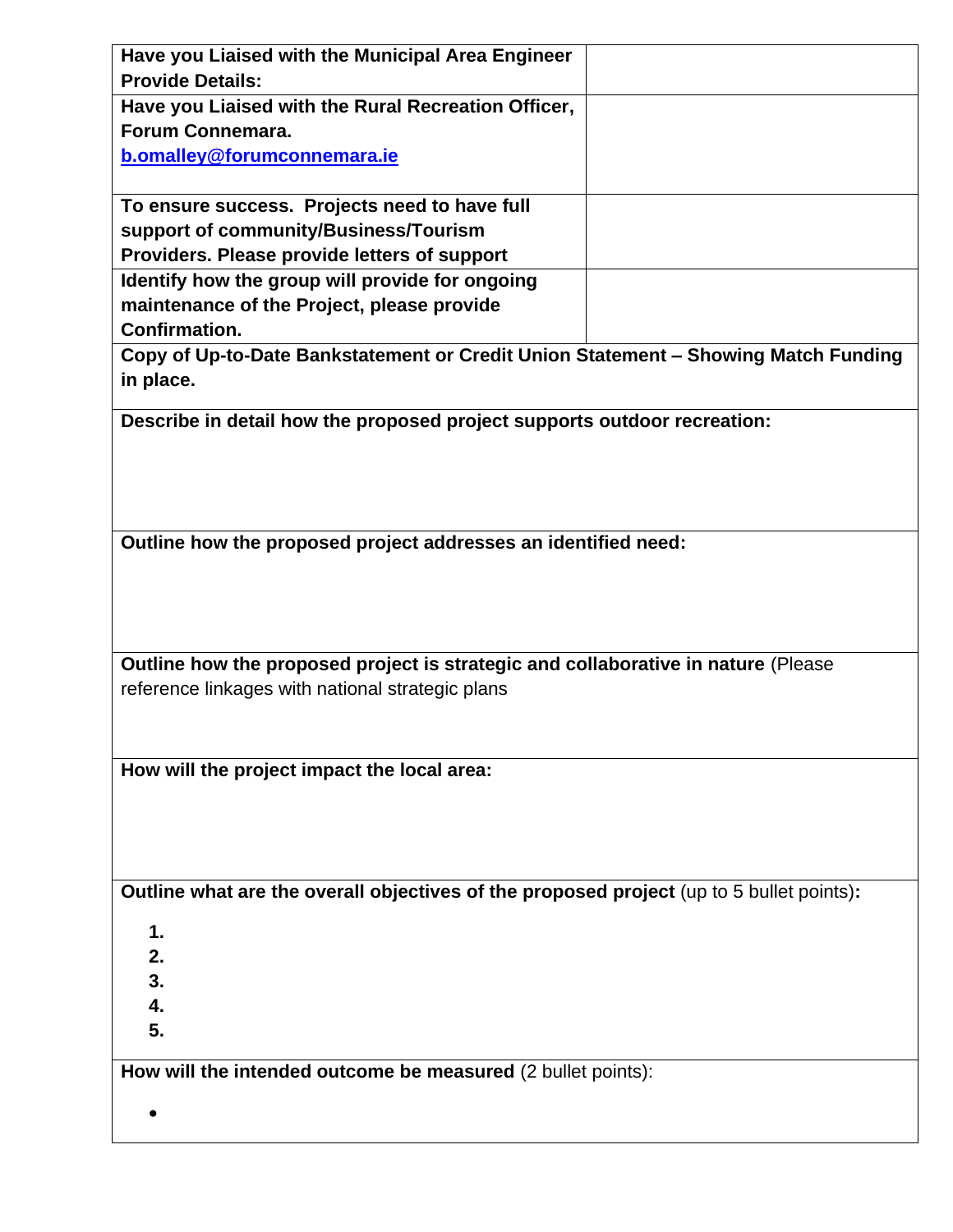| **Have you Liaised with the Municipal Area Engineer Provide Details:** | |
|---|---|
| **Have you Liaised with the Rural Recreation Officer, Forum Connemara.** **[b.omalley@forumconnemara.ie](mailto:b.omalley@forumconnemara.ie)** | |
| **To ensure success. Projects need to have full support of community/Business/Tourism Providers. Please provide letters of support** | |
| **Identify how the group will provide for ongoing maintenance of the Project, please provide Confirmation.** | |

**Copy of Up-to-Date Bankstatement or Credit Union Statement – Showing Match Funding in place.**

**Describe in detail how the proposed project supports outdoor recreation:**

**Outline how the proposed project addresses an identified need:**

**Outline how the proposed project is strategic and collaborative in nature** (Please reference linkages with national strategic plans

**How will the project impact the local area:**

**Outline what are the overall objectives of the proposed project** (up to 5 bullet points)**:**

1.
2.
3.
4.
5.

**How will the intended outcome be measured** (2 bullet points):

-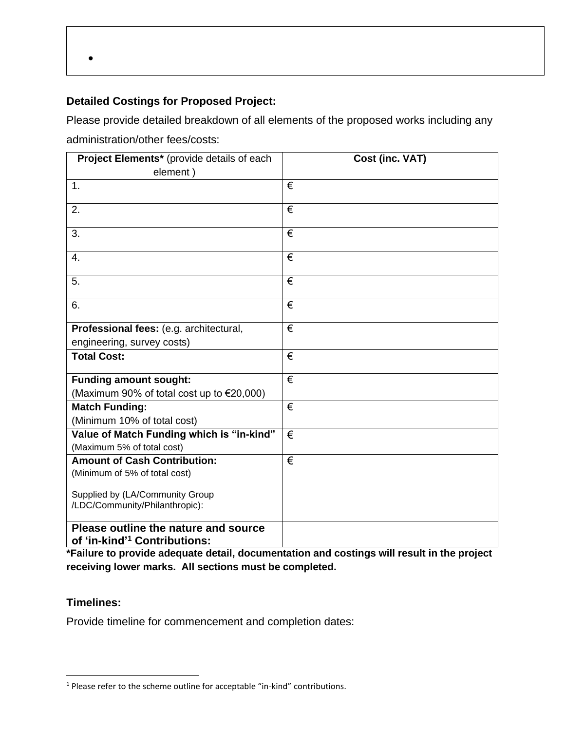- 

**Detailed Costings for Proposed Project:**

Please provide detailed breakdown of all elements of the proposed works including any administration/other fees/costs:

| **Project Elements*** (provide details of each element ) | **Cost (inc. VAT)** |
|---|---|
| 1. | € |
| 2. | € |
| 3. | € |
| 4. | € |
| 5. | € |
| 6. | € |
| **Professional fees:** (e.g. architectural, engineering, survey costs) | € |
| **Total Cost:** | € |
| **Funding amount sought:** (Maximum 90% of total cost up to €20,000) | € |
| **Match Funding:** (Minimum 10% of total cost) | € |
| **Value of Match Funding which is "in-kind"** (Maximum 5% of total cost) | € |
| **Amount of Cash Contribution:** (Minimum of 5% of total cost) Supplied by (LA/Community Group /LDC/Community/Philanthropic): | € |
| **Please outline the nature and source of 'in-kind'[1] Contributions:** | |

***Failure to provide adequate detail, documentation and costings will result in the project receiving lower marks. All sections must be completed.**

**Timelines:**

Provide timeline for commencement and completion dates:

[1] Please refer to the scheme outline for acceptable "in-kind" contributions.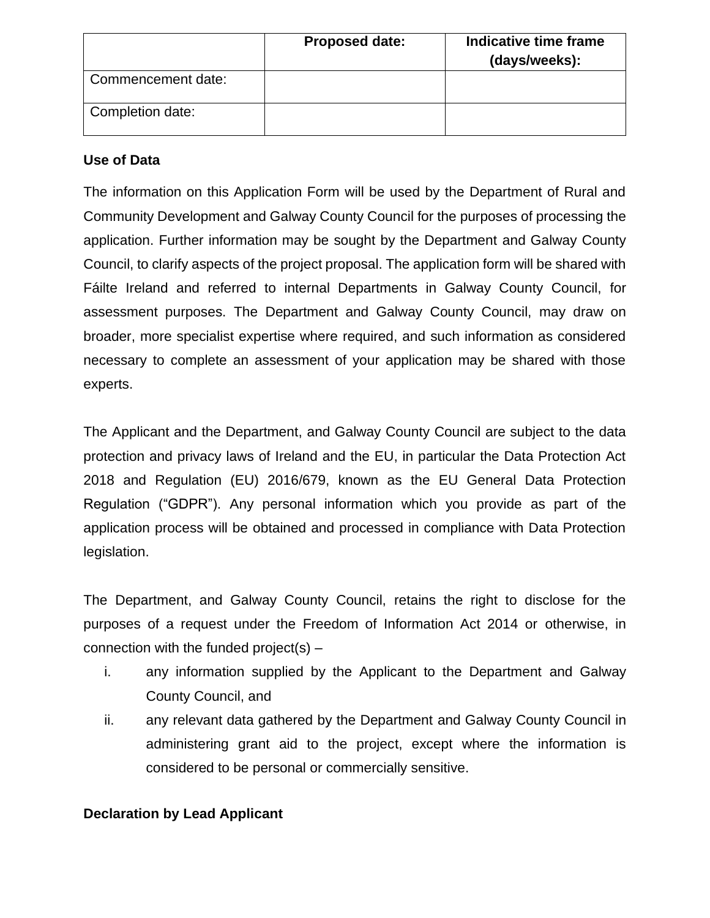| | Proposed date: | Indicative time frame (days/weeks): |
|---|---|---|
| Commencement date: | | |
| Completion date: | | |

**Use of Data**

The information on this Application Form will be used by the Department of Rural and Community Development and Galway County Council for the purposes of processing the application. Further information may be sought by the Department and Galway County Council, to clarify aspects of the project proposal. The application form will be shared with Fáilte Ireland and referred to internal Departments in Galway County Council, for assessment purposes. The Department and Galway County Council, may draw on broader, more specialist expertise where required, and such information as considered necessary to complete an assessment of your application may be shared with those experts.

The Applicant and the Department, and Galway County Council are subject to the data protection and privacy laws of Ireland and the EU, in particular the Data Protection Act 2018 and Regulation (EU) 2016/679, known as the EU General Data Protection Regulation ("GDPR"). Any personal information which you provide as part of the application process will be obtained and processed in compliance with Data Protection legislation.

The Department, and Galway County Council, retains the right to disclose for the purposes of a request under the Freedom of Information Act 2014 or otherwise, in connection with the funded project(s) –

i. any information supplied by the Applicant to the Department and Galway County Council, and
ii. any relevant data gathered by the Department and Galway County Council in administering grant aid to the project, except where the information is considered to be personal or commercially sensitive.

**Declaration by Lead Applicant**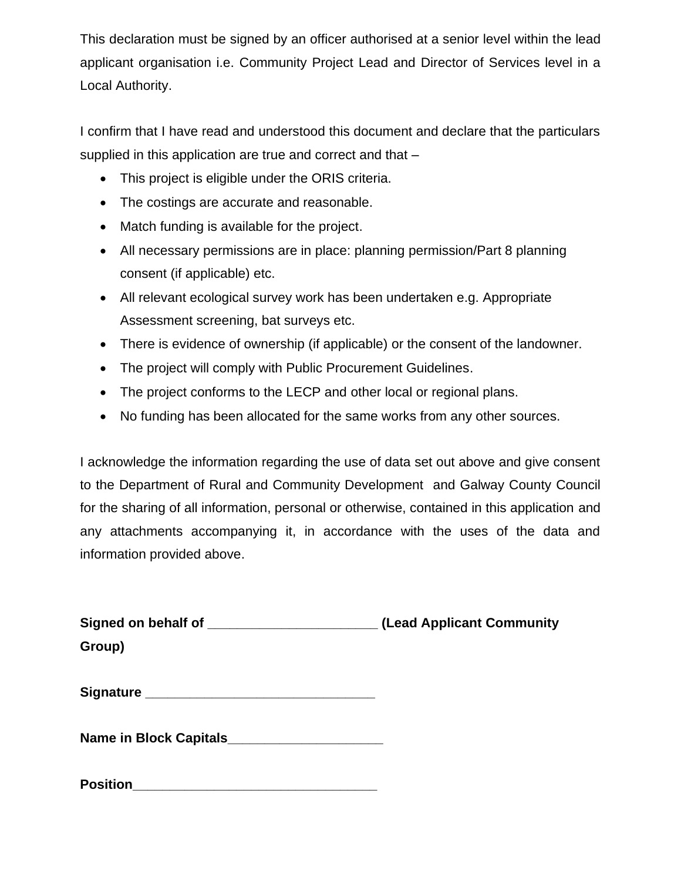This declaration must be signed by an officer authorised at a senior level within the lead applicant organisation i.e. Community Project Lead and Director of Services level in a Local Authority.

I confirm that I have read and understood this document and declare that the particulars supplied in this application are true and correct and that –

- This project is eligible under the ORIS criteria.
- The costings are accurate and reasonable.
- Match funding is available for the project.
- All necessary permissions are in place: planning permission/Part 8 planning consent (if applicable) etc.
- All relevant ecological survey work has been undertaken e.g. Appropriate Assessment screening, bat surveys etc.
- There is evidence of ownership (if applicable) or the consent of the landowner.
- The project will comply with Public Procurement Guidelines.
- The project conforms to the LECP and other local or regional plans.
- No funding has been allocated for the same works from any other sources.

I acknowledge the information regarding the use of data set out above and give consent to the Department of Rural and Community Development and Galway County Council for the sharing of all information, personal or otherwise, contained in this application and any attachments accompanying it, in accordance with the uses of the data and information provided above.

**Signed on behalf of ______________________ (Lead Applicant Community Group)**

**Signature ______________________________**

**Name in Block Capitals____________________**

**Position________________________________**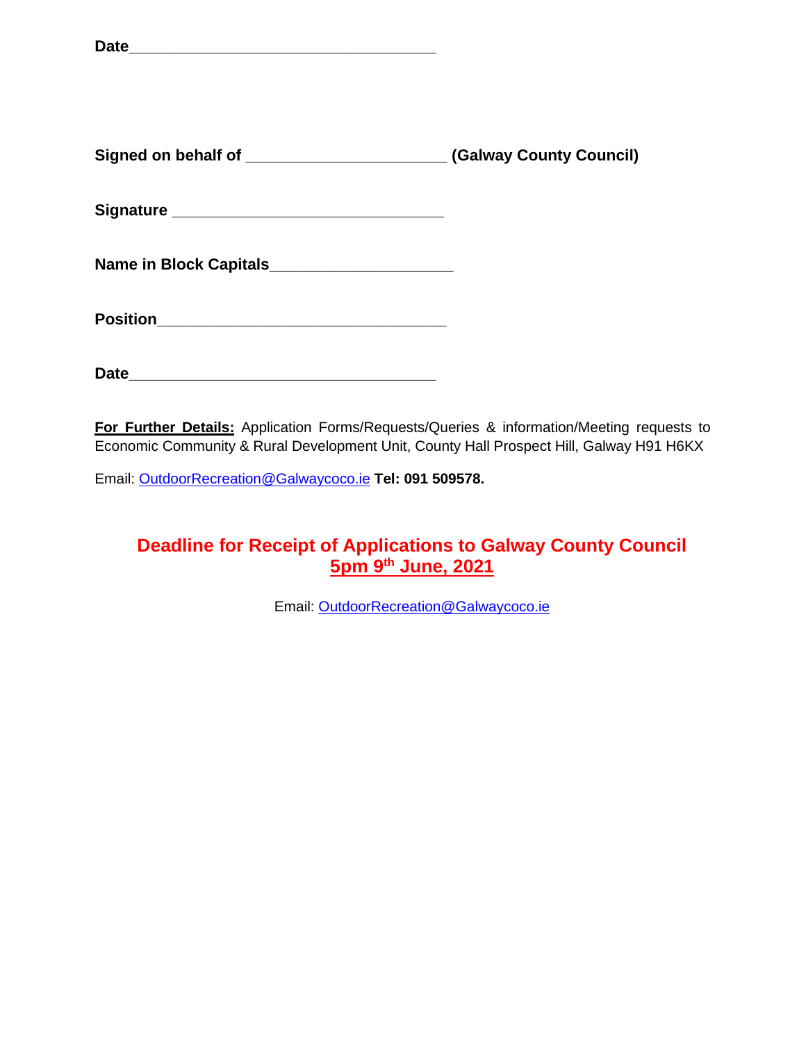**Date**___________________________________

**Signed on behalf of** _______________________ **(Galway County Council)**

**Signature** _______________________________

**Name in Block Capitals**_____________________

**Position**_________________________________

**Date**___________________________________

**<u>For Further Details:</u>** Application Forms/Requests/Queries & information/Meeting requests to Economic Community & Rural Development Unit, County Hall Prospect Hill, Galway H91 H6KX

Email: OutdoorRecreation@Galwaycoco.ie **Tel: 091 509578.**

**Deadline for Receipt of Applications to Galway County Council**
**<u>5pm 9th June, 2021</u>**

Email: OutdoorRecreation@Galwaycoco.ie